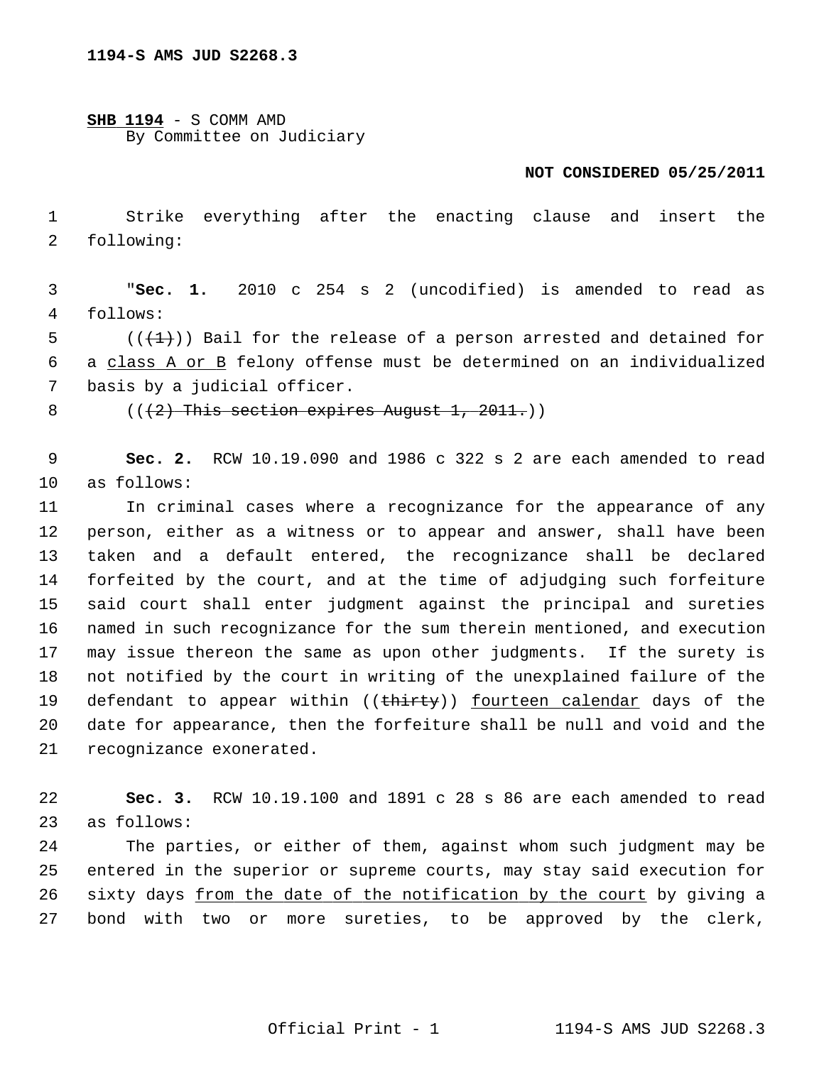**1194-S AMS JUD S2268.3**

**<u>SHB 1194</u>** - S COMM AMD
By Committee on Judiciary

**NOT CONSIDERED 05/25/2011**

Strike everything after the enacting clause and insert the following:

"**Sec. 1.** 2010 c 254 s 2 (uncodified) is amended to read as follows:

((~~(1)~~)) Bail for the release of a person arrested and detained for a <u>class A or B</u> felony offense must be determined on an individualized basis by a judicial officer.

((~~(2) This section expires August 1, 2011.~~))

**Sec. 2.** RCW 10.19.090 and 1986 c 322 s 2 are each amended to read as follows:

In criminal cases where a recognizance for the appearance of any person, either as a witness or to appear and answer, shall have been taken and a default entered, the recognizance shall be declared forfeited by the court, and at the time of adjudging such forfeiture said court shall enter judgment against the principal and sureties named in such recognizance for the sum therein mentioned, and execution may issue thereon the same as upon other judgments. If the surety is not notified by the court in writing of the unexplained failure of the defendant to appear within ((~~thirty~~)) <u>fourteen calendar</u> days of the date for appearance, then the forfeiture shall be null and void and the recognizance exonerated.

**Sec. 3.** RCW 10.19.100 and 1891 c 28 s 86 are each amended to read as follows:

The parties, or either of them, against whom such judgment may be entered in the superior or supreme courts, may stay said execution for sixty days <u>from the date of the notification by the court</u> by giving a bond with two or more sureties, to be approved by the clerk,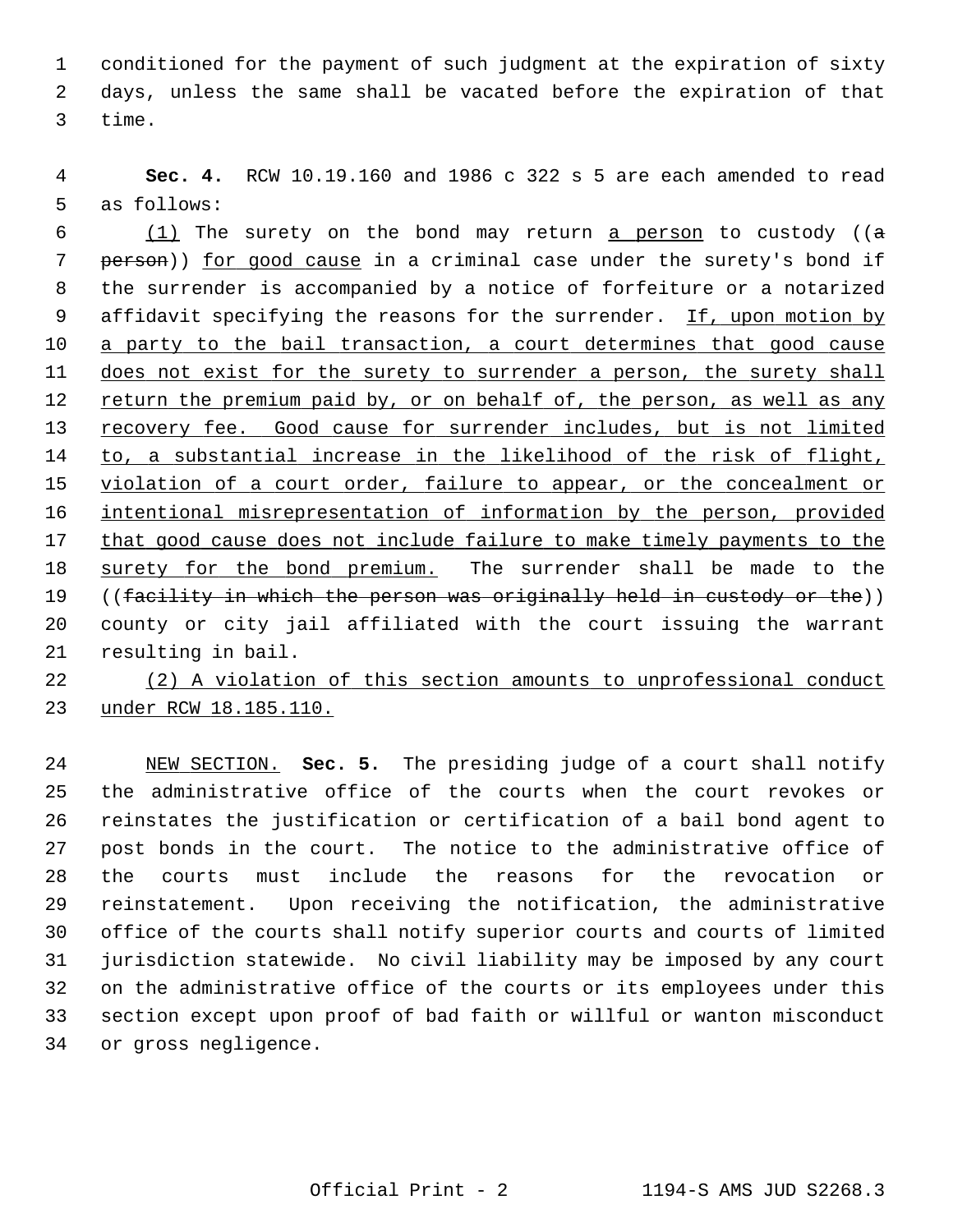conditioned for the payment of such judgment at the expiration of sixty days, unless the same shall be vacated before the expiration of that time.

**Sec. 4.** RCW 10.19.160 and 1986 c 322 s 5 are each amended to read as follows:

<u>(1)</u> The surety on the bond may return <u>a person</u> to custody ((~~a person~~)) <u>for good cause</u> in a criminal case under the surety's bond if the surrender is accompanied by a notice of forfeiture or a notarized affidavit specifying the reasons for the surrender. <u>If, upon motion by a party to the bail transaction, a court determines that good cause does not exist for the surety to surrender a person, the surety shall return the premium paid by, or on behalf of, the person, as well as any recovery fee. Good cause for surrender includes, but is not limited to, a substantial increase in the likelihood of the risk of flight, violation of a court order, failure to appear, or the concealment or intentional misrepresentation of information by the person, provided that good cause does not include failure to make timely payments to the surety for the bond premium.</u> The surrender shall be made to the ((~~facility in which the person was originally held in custody or the~~)) county or city jail affiliated with the court issuing the warrant resulting in bail.

<u>(2) A violation of this section amounts to unprofessional conduct under RCW 18.185.110.</u>

<u>NEW SECTION.</u> **Sec. 5.** The presiding judge of a court shall notify the administrative office of the courts when the court revokes or reinstates the justification or certification of a bail bond agent to post bonds in the court. The notice to the administrative office of the courts must include the reasons for the revocation or reinstatement. Upon receiving the notification, the administrative office of the courts shall notify superior courts and courts of limited jurisdiction statewide. No civil liability may be imposed by any court on the administrative office of the courts or its employees under this section except upon proof of bad faith or willful or wanton misconduct or gross negligence.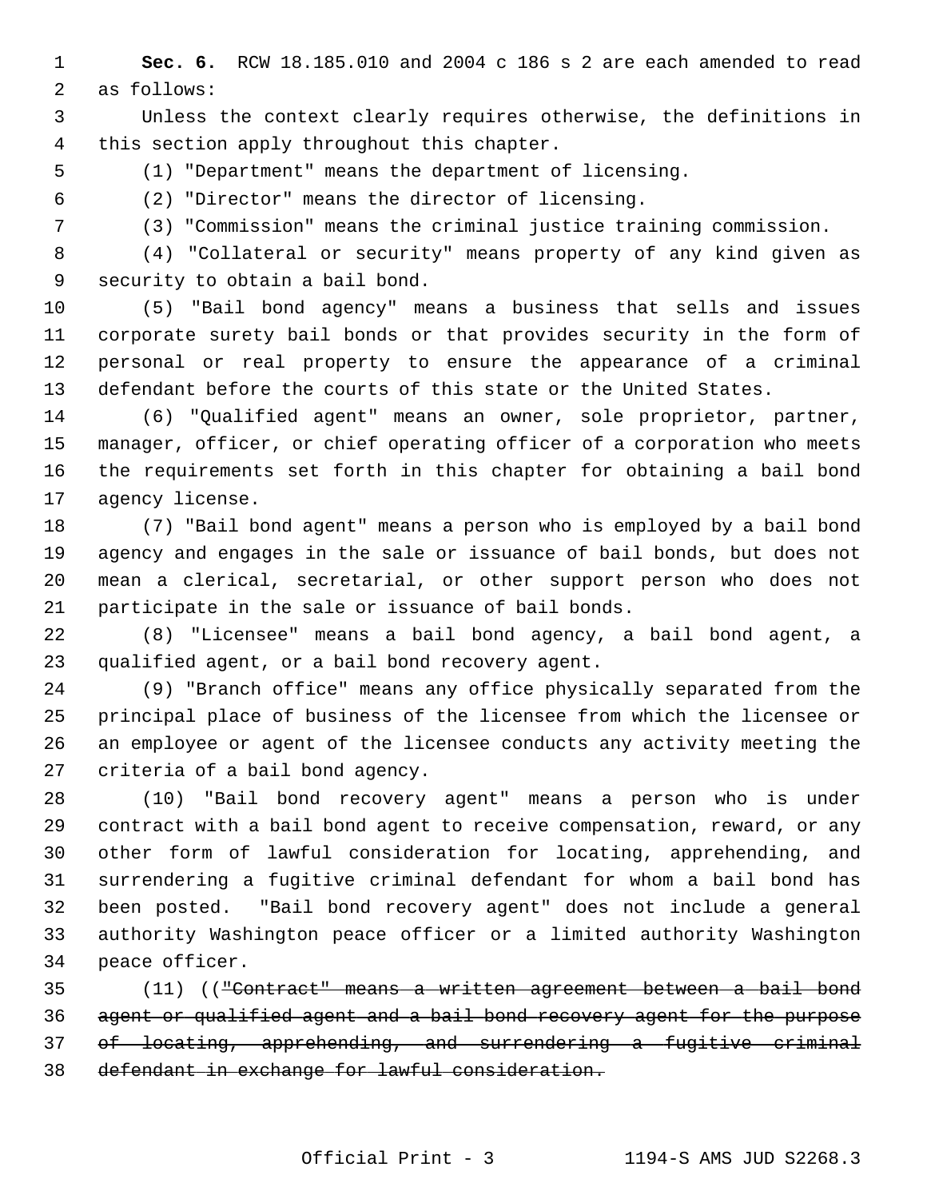**Sec. 6.** RCW 18.185.010 and 2004 c 186 s 2 are each amended to read as follows:

Unless the context clearly requires otherwise, the definitions in this section apply throughout this chapter.

(1) "Department" means the department of licensing.

(2) "Director" means the director of licensing.

(3) "Commission" means the criminal justice training commission.

(4) "Collateral or security" means property of any kind given as security to obtain a bail bond.

(5) "Bail bond agency" means a business that sells and issues corporate surety bail bonds or that provides security in the form of personal or real property to ensure the appearance of a criminal defendant before the courts of this state or the United States.

(6) "Qualified agent" means an owner, sole proprietor, partner, manager, officer, or chief operating officer of a corporation who meets the requirements set forth in this chapter for obtaining a bail bond agency license.

(7) "Bail bond agent" means a person who is employed by a bail bond agency and engages in the sale or issuance of bail bonds, but does not mean a clerical, secretarial, or other support person who does not participate in the sale or issuance of bail bonds.

(8) "Licensee" means a bail bond agency, a bail bond agent, a qualified agent, or a bail bond recovery agent.

(9) "Branch office" means any office physically separated from the principal place of business of the licensee from which the licensee or an employee or agent of the licensee conducts any activity meeting the criteria of a bail bond agency.

(10) "Bail bond recovery agent" means a person who is under contract with a bail bond agent to receive compensation, reward, or any other form of lawful consideration for locating, apprehending, and surrendering a fugitive criminal defendant for whom a bail bond has been posted. "Bail bond recovery agent" does not include a general authority Washington peace officer or a limited authority Washington peace officer.

(11) ((~~"Contract" means a written agreement between a bail bond agent or qualified agent and a bail bond recovery agent for the purpose of locating, apprehending, and surrendering a fugitive criminal defendant in exchange for lawful consideration.~~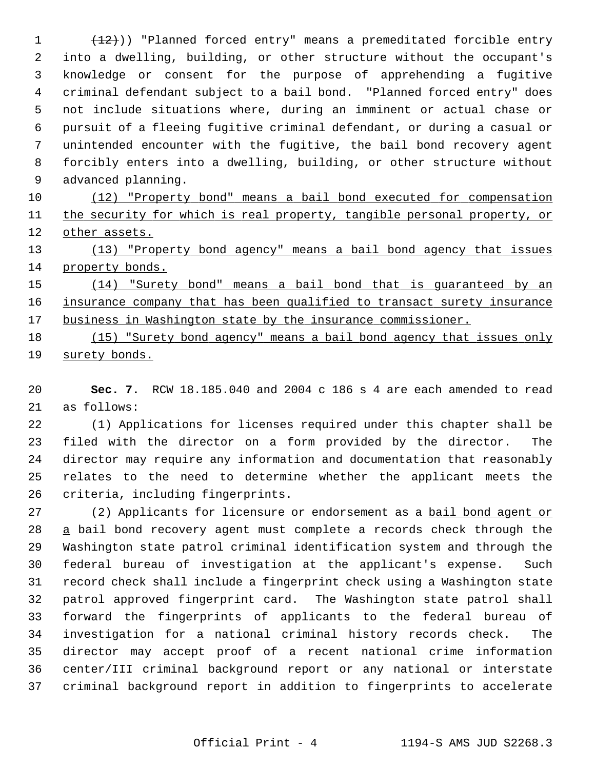~~(12)~~)) "Planned forced entry" means a premeditated forcible entry into a dwelling, building, or other structure without the occupant's knowledge or consent for the purpose of apprehending a fugitive criminal defendant subject to a bail bond. "Planned forced entry" does not include situations where, during an imminent or actual chase or pursuit of a fleeing fugitive criminal defendant, or during a casual or unintended encounter with the fugitive, the bail bond recovery agent forcibly enters into a dwelling, building, or other structure without advanced planning.

<u>(12) "Property bond" means a bail bond executed for compensation the security for which is real property, tangible personal property, or other assets.</u>

<u>(13) "Property bond agency" means a bail bond agency that issues property bonds.</u>

<u>(14) "Surety bond" means a bail bond that is guaranteed by an insurance company that has been qualified to transact surety insurance business in Washington state by the insurance commissioner.</u>

<u>(15) "Surety bond agency" means a bail bond agency that issues only surety bonds.</u>

**Sec. 7.** RCW 18.185.040 and 2004 c 186 s 4 are each amended to read as follows:

(1) Applications for licenses required under this chapter shall be filed with the director on a form provided by the director. The director may require any information and documentation that reasonably relates to the need to determine whether the applicant meets the criteria, including fingerprints.

(2) Applicants for licensure or endorsement as a <u>bail bond agent or a</u> bail bond recovery agent must complete a records check through the Washington state patrol criminal identification system and through the federal bureau of investigation at the applicant's expense. Such record check shall include a fingerprint check using a Washington state patrol approved fingerprint card. The Washington state patrol shall forward the fingerprints of applicants to the federal bureau of investigation for a national criminal history records check. The director may accept proof of a recent national crime information center/III criminal background report or any national or interstate criminal background report in addition to fingerprints to accelerate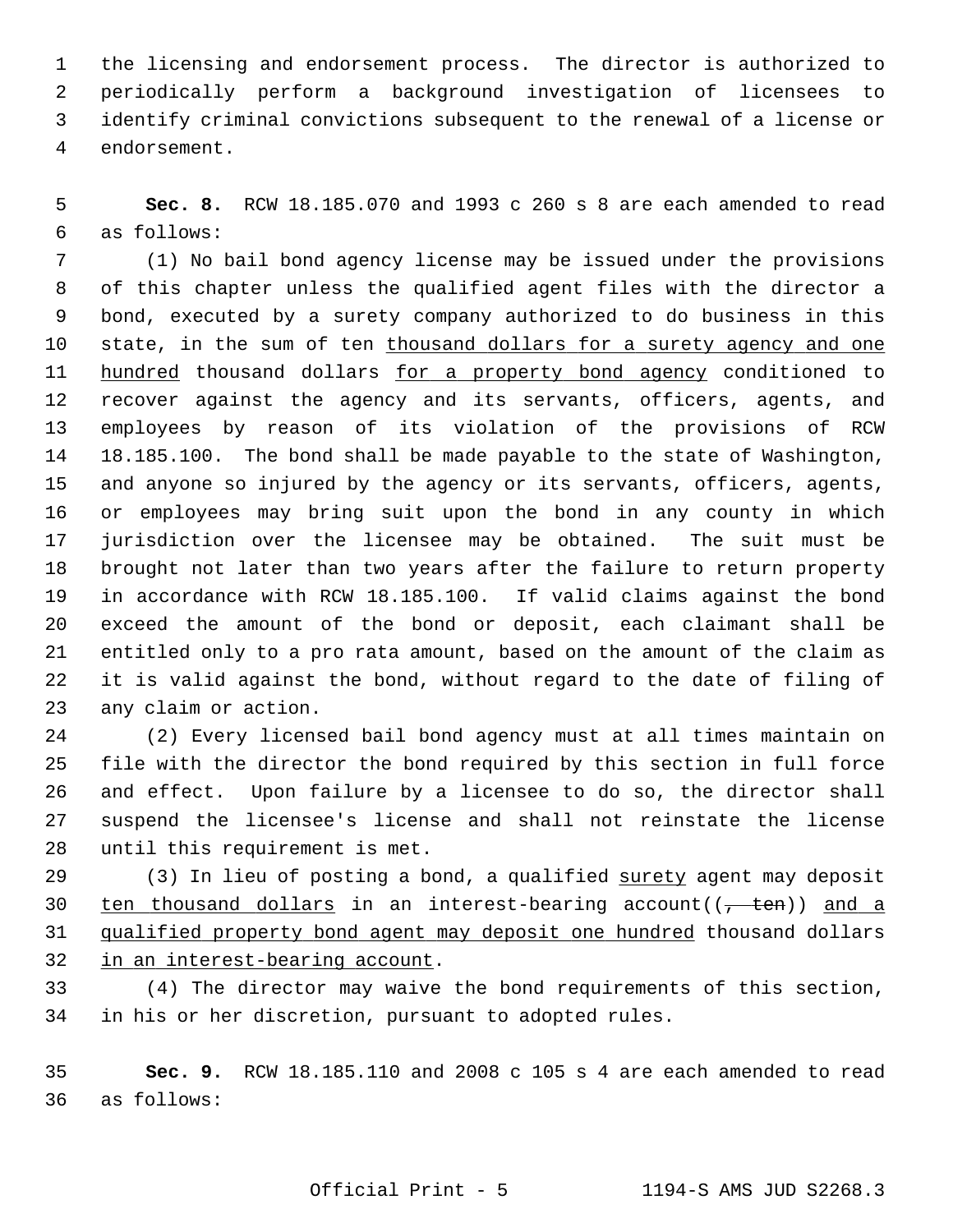the licensing and endorsement process. The director is authorized to periodically perform a background investigation of licensees to identify criminal convictions subsequent to the renewal of a license or endorsement.

**Sec. 8.** RCW 18.185.070 and 1993 c 260 s 8 are each amended to read as follows:

(1) No bail bond agency license may be issued under the provisions of this chapter unless the qualified agent files with the director a bond, executed by a surety company authorized to do business in this state, in the sum of ten thousand dollars for a surety agency and one hundred thousand dollars for a property bond agency conditioned to recover against the agency and its servants, officers, agents, and employees by reason of its violation of the provisions of RCW 18.185.100. The bond shall be made payable to the state of Washington, and anyone so injured by the agency or its servants, officers, agents, or employees may bring suit upon the bond in any county in which jurisdiction over the licensee may be obtained. The suit must be brought not later than two years after the failure to return property in accordance with RCW 18.185.100. If valid claims against the bond exceed the amount of the bond or deposit, each claimant shall be entitled only to a pro rata amount, based on the amount of the claim as it is valid against the bond, without regard to the date of filing of any claim or action.

(2) Every licensed bail bond agency must at all times maintain on file with the director the bond required by this section in full force and effect. Upon failure by a licensee to do so, the director shall suspend the licensee's license and shall not reinstate the license until this requirement is met.

(3) In lieu of posting a bond, a qualified surety agent may deposit ten thousand dollars in an interest-bearing account((~~, ten~~)) and a qualified property bond agent may deposit one hundred thousand dollars in an interest-bearing account.

(4) The director may waive the bond requirements of this section, in his or her discretion, pursuant to adopted rules.

**Sec. 9.** RCW 18.185.110 and 2008 c 105 s 4 are each amended to read as follows: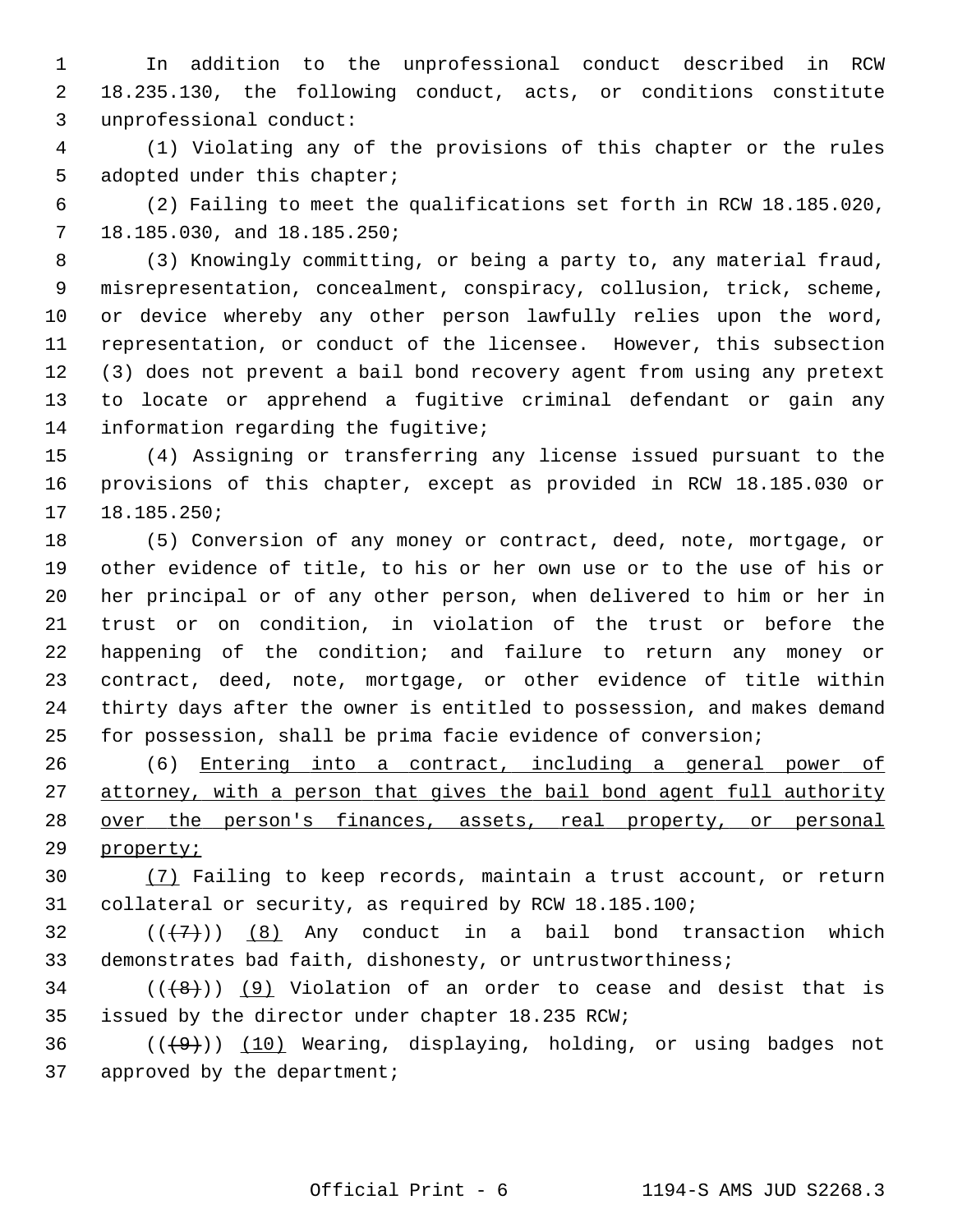In addition to the unprofessional conduct described in RCW 18.235.130, the following conduct, acts, or conditions constitute unprofessional conduct:

(1) Violating any of the provisions of this chapter or the rules adopted under this chapter;

(2) Failing to meet the qualifications set forth in RCW 18.185.020, 18.185.030, and 18.185.250;

(3) Knowingly committing, or being a party to, any material fraud, misrepresentation, concealment, conspiracy, collusion, trick, scheme, or device whereby any other person lawfully relies upon the word, representation, or conduct of the licensee. However, this subsection (3) does not prevent a bail bond recovery agent from using any pretext to locate or apprehend a fugitive criminal defendant or gain any information regarding the fugitive;

(4) Assigning or transferring any license issued pursuant to the provisions of this chapter, except as provided in RCW 18.185.030 or 18.185.250;

(5) Conversion of any money or contract, deed, note, mortgage, or other evidence of title, to his or her own use or to the use of his or her principal or of any other person, when delivered to him or her in trust or on condition, in violation of the trust or before the happening of the condition; and failure to return any money or contract, deed, note, mortgage, or other evidence of title within thirty days after the owner is entitled to possession, and makes demand for possession, shall be prima facie evidence of conversion;

(6) Entering into a contract, including a general power of attorney, with a person that gives the bail bond agent full authority over the person's finances, assets, real property, or personal property;

(7) Failing to keep records, maintain a trust account, or return collateral or security, as required by RCW 18.185.100;

~~((7))~~ (8) Any conduct in a bail bond transaction which demonstrates bad faith, dishonesty, or untrustworthiness;

~~((8))~~ (9) Violation of an order to cease and desist that is issued by the director under chapter 18.235 RCW;

~~((9))~~ (10) Wearing, displaying, holding, or using badges not approved by the department;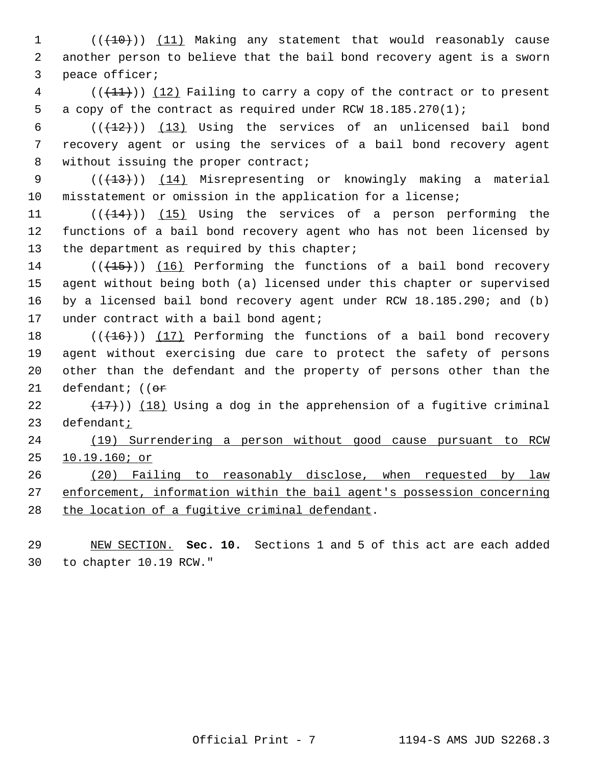((~~(10)~~)) <u>(11)</u> Making any statement that would reasonably cause another person to believe that the bail bond recovery agent is a sworn peace officer;

((~~(11)~~)) <u>(12)</u> Failing to carry a copy of the contract or to present a copy of the contract as required under RCW 18.185.270(1);

((~~(12)~~)) <u>(13)</u> Using the services of an unlicensed bail bond recovery agent or using the services of a bail bond recovery agent without issuing the proper contract;

((~~(13)~~)) <u>(14)</u> Misrepresenting or knowingly making a material misstatement or omission in the application for a license;

((~~(14)~~)) <u>(15)</u> Using the services of a person performing the functions of a bail bond recovery agent who has not been licensed by the department as required by this chapter;

((~~(15)~~)) <u>(16)</u> Performing the functions of a bail bond recovery agent without being both (a) licensed under this chapter or supervised by a licensed bail bond recovery agent under RCW 18.185.290; and (b) under contract with a bail bond agent;

((~~(16)~~)) <u>(17)</u> Performing the functions of a bail bond recovery agent without exercising due care to protect the safety of persons other than the defendant and the property of persons other than the defendant; ((~~or~~

~~(17)~~)) <u>(18)</u> Using a dog in the apprehension of a fugitive criminal defendant<u>;</u>

<u>(19) Surrendering a person without good cause pursuant to RCW 10.19.160; or</u>

<u>(20) Failing to reasonably disclose, when requested by law enforcement, information within the bail agent's possession concerning the location of a fugitive criminal defendant</u>.

<u>NEW SECTION.</u> **Sec. 10.** Sections 1 and 5 of this act are each added to chapter 10.19 RCW."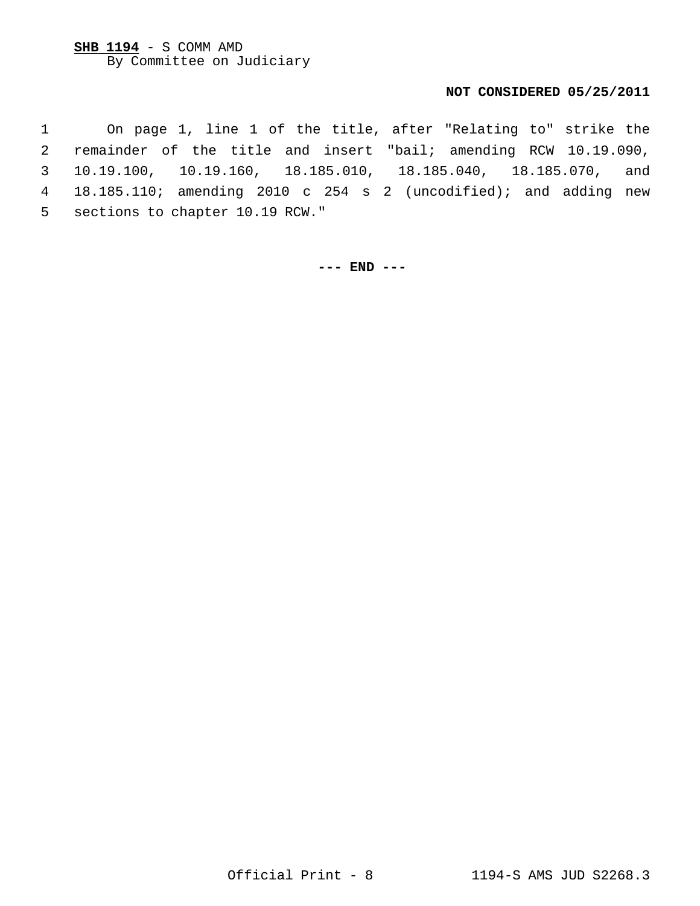**SHB 1194** - S COMM AMD
By Committee on Judiciary

**NOT CONSIDERED 05/25/2011**

On page 1, line 1 of the title, after "Relating to" strike the remainder of the title and insert "bail; amending RCW 10.19.090, 10.19.100, 10.19.160, 18.185.010, 18.185.040, 18.185.070, and 18.185.110; amending 2010 c 254 s 2 (uncodified); and adding new sections to chapter 10.19 RCW."

**--- END ---**